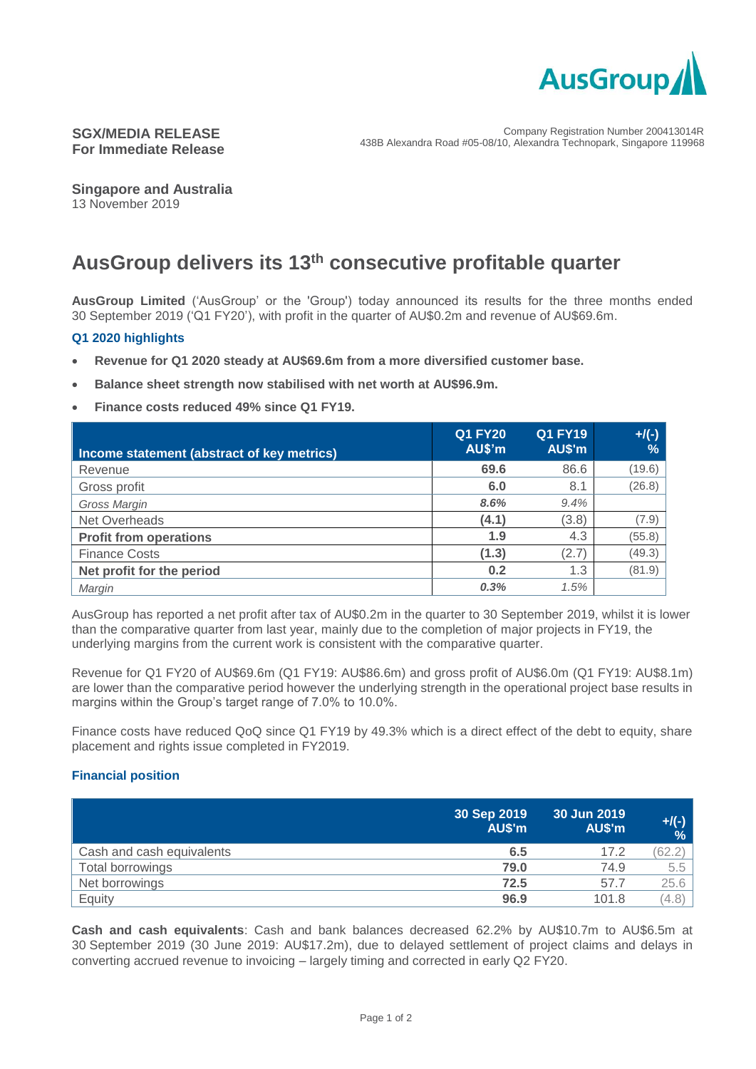**SGX/MEDIA RELEASE**
**For Immediate Release**

Company Registration Number 200413014R
438B Alexandra Road #05-08/10, Alexandra Technopark, Singapore 119968

**Singapore and Australia**
13 November 2019

# AusGroup delivers its 13th consecutive profitable quarter

**AusGroup Limited** ('AusGroup' or the 'Group') today announced its results for the three months ended 30 September 2019 ('Q1 FY20'), with profit in the quarter of AU$0.2m and revenue of AU$69.6m.

### Q1 2020 highlights

- **Revenue for Q1 2020 steady at AU$69.6m from a more diversified customer base.**
- **Balance sheet strength now stabilised with net worth at AU$96.9m.**
- **Finance costs reduced 49% since Q1 FY19.**

| Income statement (abstract of key metrics) | Q1 FY20 AU$'m | Q1 FY19 AU$'m | +/(-) % |
|---|---|---|---|
| Revenue | **69.6** | 86.6 | (19.6) |
| Gross profit | **6.0** | 8.1 | (26.8) |
| *Gross Margin* | ***8.6%*** | *9.4%* | |
| Net Overheads | **(4.1)** | (3.8) | (7.9) |
| **Profit from operations** | **1.9** | 4.3 | (55.8) |
| Finance Costs | **(1.3)** | (2.7) | (49.3) |
| **Net profit for the period** | **0.2** | 1.3 | (81.9) |
| *Margin* | ***0.3%*** | *1.5%* | |

AusGroup has reported a net profit after tax of AU$0.2m in the quarter to 30 September 2019, whilst it is lower than the comparative quarter from last year, mainly due to the completion of major projects in FY19, the underlying margins from the current work is consistent with the comparative quarter.

Revenue for Q1 FY20 of AU$69.6m (Q1 FY19: AU$86.6m) and gross profit of AU$6.0m (Q1 FY19: AU$8.1m) are lower than the comparative period however the underlying strength in the operational project base results in margins within the Group's target range of 7.0% to 10.0%.

Finance costs have reduced QoQ since Q1 FY19 by 49.3% which is a direct effect of the debt to equity, share placement and rights issue completed in FY2019.

### Financial position

| | 30 Sep 2019 AU$'m | 30 Jun 2019 AU$'m | +/(-) % |
|---|---|---|---|
| Cash and cash equivalents | **6.5** | 17.2 | (62.2) |
| Total borrowings | **79.0** | 74.9 | 5.5 |
| Net borrowings | **72.5** | 57.7 | 25.6 |
| Equity | **96.9** | 101.8 | (4.8) |

**Cash and cash equivalents**: Cash and bank balances decreased 62.2% by AU$10.7m to AU$6.5m at 30 September 2019 (30 June 2019: AU$17.2m), due to delayed settlement of project claims and delays in converting accrued revenue to invoicing – largely timing and corrected in early Q2 FY20.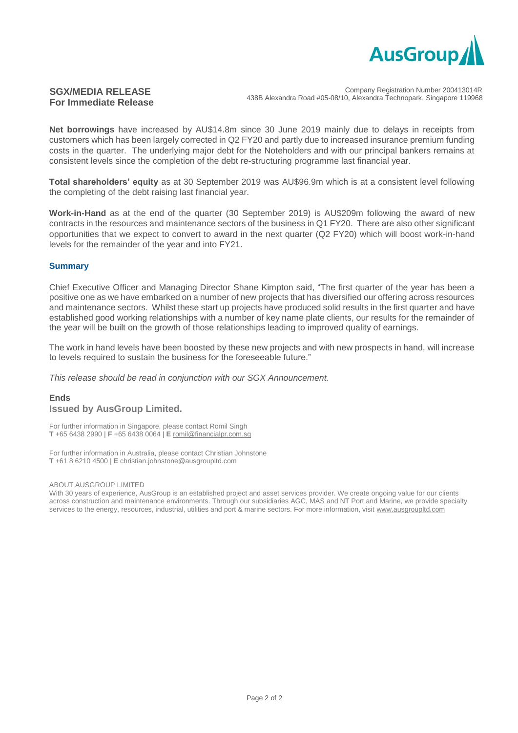**SGX/MEDIA RELEASE**
**For Immediate Release**

Company Registration Number 200413014R
438B Alexandra Road #05-08/10, Alexandra Technopark, Singapore 119968

**Net borrowings** have increased by AU$14.8m since 30 June 2019 mainly due to delays in receipts from customers which has been largely corrected in Q2 FY20 and partly due to increased insurance premium funding costs in the quarter. The underlying major debt for the Noteholders and with our principal bankers remains at consistent levels since the completion of the debt re-structuring programme last financial year.

**Total shareholders' equity** as at 30 September 2019 was AU$96.9m which is at a consistent level following the completing of the debt raising last financial year.

**Work-in-Hand** as at the end of the quarter (30 September 2019) is AU$209m following the award of new contracts in the resources and maintenance sectors of the business in Q1 FY20. There are also other significant opportunities that we expect to convert to award in the next quarter (Q2 FY20) which will boost work-in-hand levels for the remainder of the year and into FY21.

## Summary

Chief Executive Officer and Managing Director Shane Kimpton said, "The first quarter of the year has been a positive one as we have embarked on a number of new projects that has diversified our offering across resources and maintenance sectors. Whilst these start up projects have produced solid results in the first quarter and have established good working relationships with a number of key name plate clients, our results for the remainder of the year will be built on the growth of those relationships leading to improved quality of earnings.

The work in hand levels have been boosted by these new projects and with new prospects in hand, will increase to levels required to sustain the business for the foreseeable future."

*This release should be read in conjunction with our SGX Announcement.*

**Ends**
**Issued by AusGroup Limited.**

For further information in Singapore, please contact Romil Singh
**T** +65 6438 2990 | **F** +65 6438 0064 | **E** romil@financialpr.com.sg

For further information in Australia, please contact Christian Johnstone
**T** +61 8 6210 4500 | **E** christian.johnstone@ausgroupltd.com

ABOUT AUSGROUP LIMITED
With 30 years of experience, AusGroup is an established project and asset services provider. We create ongoing value for our clients across construction and maintenance environments. Through our subsidiaries AGC, MAS and NT Port and Marine, we provide specialty services to the energy, resources, industrial, utilities and port & marine sectors. For more information, visit www.ausgroupltd.com